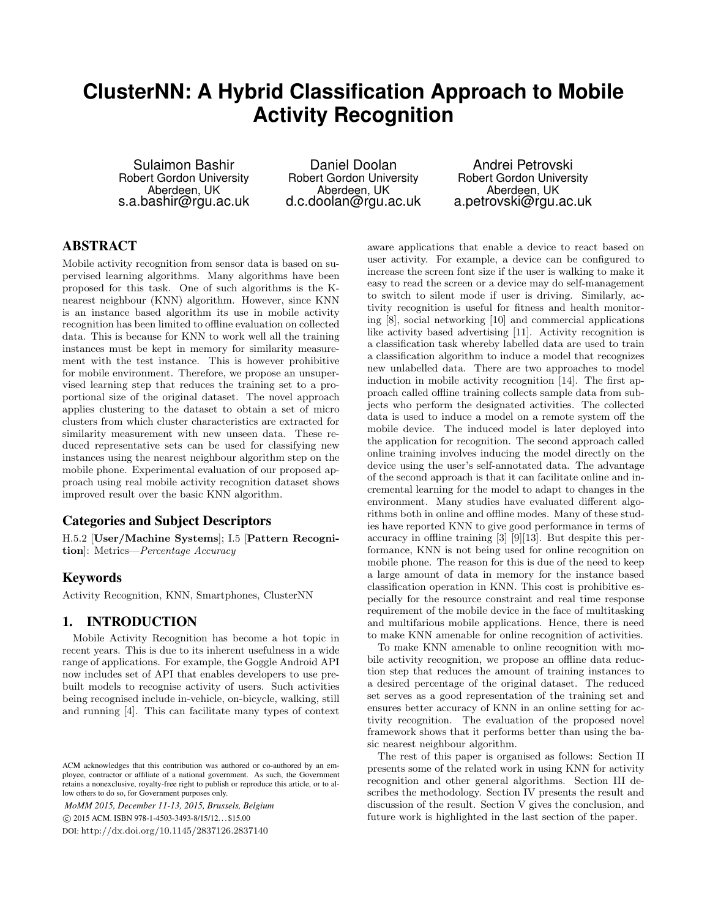# ClusterNN: A Hybrid Classification Approach to Mobile Activity Recognition

Sulaimon Bashir
Robert Gordon University
Aberdeen, UK
s.a.bashir@rgu.ac.uk

Daniel Doolan
Robert Gordon University
Aberdeen, UK
d.c.doolan@rgu.ac.uk

Andrei Petrovski
Robert Gordon University
Aberdeen, UK
a.petrovski@rgu.ac.uk

## ABSTRACT

Mobile activity recognition from sensor data is based on supervised learning algorithms. Many algorithms have been proposed for this task. One of such algorithms is the K-nearest neighbour (KNN) algorithm. However, since KNN is an instance based algorithm its use in mobile activity recognition has been limited to offline evaluation on collected data. This is because for KNN to work well all the training instances must be kept in memory for similarity measurement with the test instance. This is however prohibitive for mobile environment. Therefore, we propose an unsupervised learning step that reduces the training set to a proportional size of the original dataset. The novel approach applies clustering to the dataset to obtain a set of micro clusters from which cluster characteristics are extracted for similarity measurement with new unseen data. These reduced representative sets can be used for classifying new instances using the nearest neighbour algorithm step on the mobile phone. Experimental evaluation of our proposed approach using real mobile activity recognition dataset shows improved result over the basic KNN algorithm.

### Categories and Subject Descriptors

H.5.2 [**User/Machine Systems**]; I.5 [**Pattern Recognition**]: Metrics—*Percentage Accuracy*

### Keywords

Activity Recognition, KNN, Smartphones, ClusterNN

## 1. INTRODUCTION

Mobile Activity Recognition has become a hot topic in recent years. This is due to its inherent usefulness in a wide range of applications. For example, the Goggle Android API now includes set of API that enables developers to use prebuilt models to recognise activity of users. Such activities being recognised include in-vehicle, on-bicycle, walking, still and running [4]. This can facilitate many types of context aware applications that enable a device to react based on user activity. For example, a device can be configured to increase the screen font size if the user is walking to make it easy to read the screen or a device may do self-management to switch to silent mode if user is driving. Similarly, activity recognition is useful for fitness and health monitoring [8], social networking [10] and commercial applications like activity based advertising [11]. Activity recognition is a classification task whereby labelled data are used to train a classification algorithm to induce a model that recognizes new unlabelled data. There are two approaches to model induction in mobile activity recognition [14]. The first approach called offline training collects sample data from subjects who perform the designated activities. The collected data is used to induce a model on a remote system off the mobile device. The induced model is later deployed into the application for recognition. The second approach called online training involves inducing the model directly on the device using the user's self-annotated data. The advantage of the second approach is that it can facilitate online and incremental learning for the model to adapt to changes in the environment. Many studies have evaluated different algorithms both in online and offline modes. Many of these studies have reported KNN to give good performance in terms of accuracy in offline training [3] [9][13]. But despite this performance, KNN is not being used for online recognition on mobile phone. The reason for this is due of the need to keep a large amount of data in memory for the instance based classification operation in KNN. This cost is prohibitive especially for the resource constraint and real time response requirement of the mobile device in the face of multitasking and multifarious mobile applications. Hence, there is need to make KNN amenable for online recognition of activities.

To make KNN amenable to online recognition with mobile activity recognition, we propose an offline data reduction step that reduces the amount of training instances to a desired percentage of the original dataset. The reduced set serves as a good representation of the training set and ensures better accuracy of KNN in an online setting for activity recognition. The evaluation of the proposed novel framework shows that it performs better than using the basic nearest neighbour algorithm.

The rest of this paper is organised as follows: Section II presents some of the related work in using KNN for activity recognition and other general algorithms. Section III describes the methodology. Section IV presents the result and discussion of the result. Section V gives the conclusion, and future work is highlighted in the last section of the paper.

ACM acknowledges that this contribution was authored or co-authored by an employee, contractor or affiliate of a national government. As such, the Government retains a nonexclusive, royalty-free right to publish or reproduce this article, or to allow others to do so, for Government purposes only.

*MoMM 2015, December 11-13, 2015, Brussels, Belgium*
© 2015 ACM. ISBN 978-1-4503-3493-8/15/12...$15.00
DOI: http://dx.doi.org/10.1145/2837126.2837140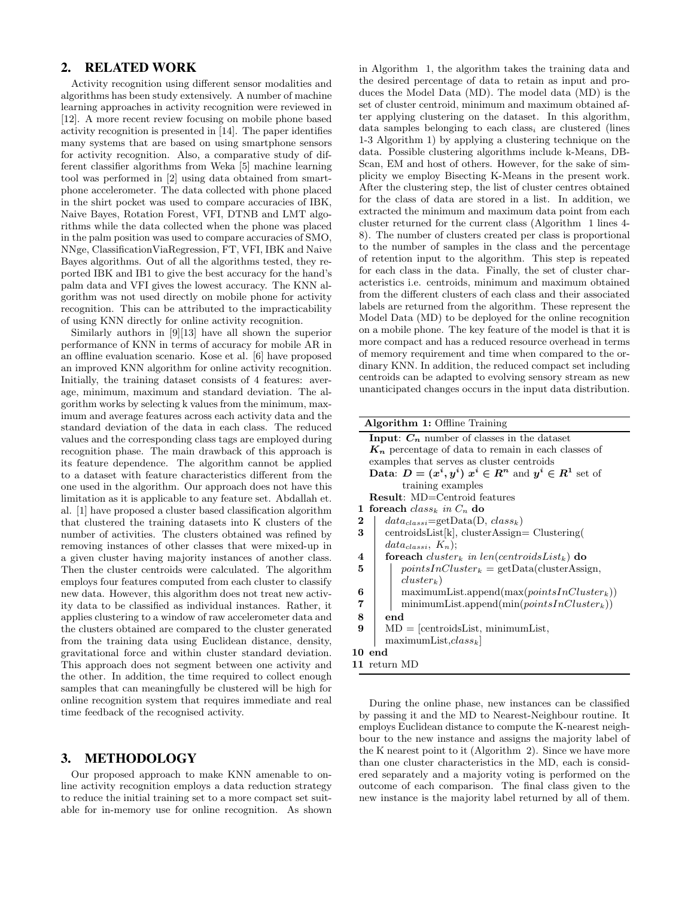## 2. RELATED WORK

Activity recognition using different sensor modalities and algorithms has been study extensively. A number of machine learning approaches in activity recognition were reviewed in [12]. A more recent review focusing on mobile phone based activity recognition is presented in [14]. The paper identifies many systems that are based on using smartphone sensors for activity recognition. Also, a comparative study of different classifier algorithms from Weka [5] machine learning tool was performed in [2] using data obtained from smartphone accelerometer. The data collected with phone placed in the shirt pocket was used to compare accuracies of IBK, Naive Bayes, Rotation Forest, VFI, DTNB and LMT algorithms while the data collected when the phone was placed in the palm position was used to compare accuracies of SMO, NNge, ClassificationViaRegression, FT, VFI, IBK and Naive Bayes algorithms. Out of all the algorithms tested, they reported IBK and IB1 to give the best accuracy for the hand's palm data and VFI gives the lowest accuracy. The KNN algorithm was not used directly on mobile phone for activity recognition. This can be attributed to the impracticability of using KNN directly for online activity recognition.

Similarly authors in [9][13] have all shown the superior performance of KNN in terms of accuracy for mobile AR in an offline evaluation scenario. Kose et al. [6] have proposed an improved KNN algorithm for online activity recognition. Initially, the training dataset consists of 4 features: average, minimum, maximum and standard deviation. The algorithm works by selecting k values from the minimum, maximum and average features across each activity data and the standard deviation of the data in each class. The reduced values and the corresponding class tags are employed during recognition phase. The main drawback of this approach is its feature dependence. The algorithm cannot be applied to a dataset with feature characteristics different from the one used in the algorithm. Our approach does not have this limitation as it is applicable to any feature set. Abdallah et. al. [1] have proposed a cluster based classification algorithm that clustered the training datasets into K clusters of the number of activities. The clusters obtained was refined by removing instances of other classes that were mixed-up in a given cluster having majority instances of another class. Then the cluster centroids were calculated. The algorithm employs four features computed from each cluster to classify new data. However, this algorithm does not treat new activity data to be classified as individual instances. Rather, it applies clustering to a window of raw accelerometer data and the clusters obtained are compared to the cluster generated from the training data using Euclidean distance, density, gravitational force and within cluster standard deviation. This approach does not segment between one activity and the other. In addition, the time required to collect enough samples that can meaningfully be clustered will be high for online recognition system that requires immediate and real time feedback of the recognised activity.

## 3. METHODOLOGY

Our proposed approach to make KNN amenable to online activity recognition employs a data reduction strategy to reduce the initial training set to a more compact set suitable for in-memory use for online recognition. As shown in Algorithm 1, the algorithm takes the training data and the desired percentage of data to retain as input and produces the Model Data (MD). The model data (MD) is the set of cluster centroid, minimum and maximum obtained after applying clustering on the dataset. In this algorithm, data samples belonging to each $class_i$ are clustered (lines 1-3 Algorithm 1) by applying a clustering technique on the data. Possible clustering algorithms include k-Means, DBScan, EM and host of others. However, for the sake of simplicity we employ Bisecting K-Means in the present work. After the clustering step, the list of cluster centres obtained for the class of data are stored in a list. In addition, we extracted the minimum and maximum data point from each cluster returned for the current class (Algorithm 1 lines 4-8). The number of clusters created per class is proportional to the number of samples in the class and the percentage of retention input to the algorithm. This step is repeated for each class in the data. Finally, the set of cluster characteristics i.e. centroids, minimum and maximum obtained from the different clusters of each class and their associated labels are returned from the algorithm. These represent the Model Data (MD) to be deployed for the online recognition on a mobile phone. The key feature of the model is that it is more compact and has a reduced resource overhead in terms of memory requirement and time when compared to the ordinary KNN. In addition, the reduced compact set including centroids can be adapted to evolving sensory stream as new unanticipated changes occurs in the input data distribution.

**Algorithm 1:** Offline Training

**Input**: $C_n$ number of classes in the dataset
$K_n$ percentage of data to remain in each classes of examples that serves as cluster centroids
**Data**: $D = (x^i, y^i)$ $x^i \in R^n$ and $y^i \in R^1$ set of training examples
**Result**: MD=Centroid features

```
1  foreach class_k in C_n do
2  |   data_classi = getData(D, class_k)
3  |   centroidsList[k], clusterAssign = Clustering(
   |       data_classi, K_n);
4  |   foreach cluster_k in len(centroidsList_k) do
5  |   |   pointsInCluster_k = getData(clusterAssign,
   |   |       cluster_k)
6  |   |   maximumList.append(max(pointsInCluster_k))
7  |   |   minimumList.append(min(pointsInCluster_k))
8  |   end
9  |   MD = [centroidsList, minimumList,
   |       maximumList, class_k]
10 end
11 return MD
```

During the online phase, new instances can be classified by passing it and the MD to Nearest-Neighbour routine. It employs Euclidean distance to compute the K-nearest neighbour to the new instance and assigns the majority label of the K nearest point to it (Algorithm 2). Since we have more than one cluster characteristics in the MD, each is considered separately and a majority voting is performed on the outcome of each comparison. The final class given to the new instance is the majority label returned by all of them.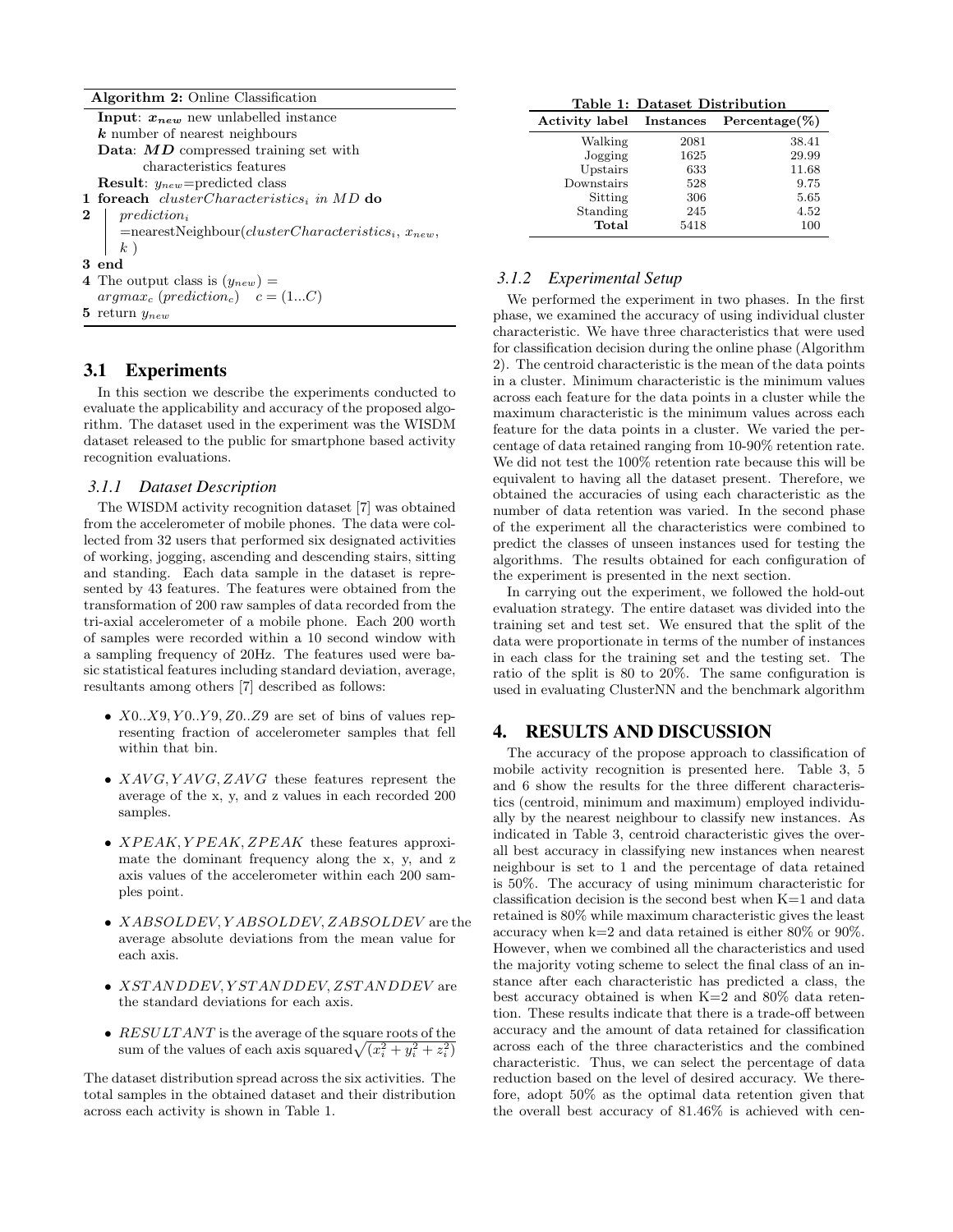**Algorithm 2:** Online Classification

**Input**: $\boldsymbol{x_{new}}$ new unlabelled instance
$\boldsymbol{k}$ number of nearest neighbours
**Data**: $\boldsymbol{MD}$ compressed training set with characteristics features
**Result**: $y_{new}$=predicted class

1 **foreach** $clusterCharacteristics_i$ *in* $MD$ **do**
2 $\quad prediction_i$ =nearestNeighbour($clusterCharacteristics_i$, $x_{new}$, $k$ )
3 **end**
4 The output class is $(y_{new}) = argmax_c\ (prediction_c) \quad c = (1...C)$
5 return $y_{new}$

## 3.1 Experiments

In this section we describe the experiments conducted to evaluate the applicability and accuracy of the proposed algorithm. The dataset used in the experiment was the WISDM dataset released to the public for smartphone based activity recognition evaluations.

### 3.1.1 Dataset Description

The WISDM activity recognition dataset [7] was obtained from the accelerometer of mobile phones. The data were collected from 32 users that performed six designated activities of working, jogging, ascending and descending stairs, sitting and standing. Each data sample in the dataset is represented by 43 features. The features were obtained from the transformation of 200 raw samples of data recorded from the tri-axial accelerometer of a mobile phone. Each 200 worth of samples were recorded within a 10 second window with a sampling frequency of 20Hz. The features used were basic statistical features including standard deviation, average, resultants among others [7] described as follows:

- $X0..X9, Y0..Y9, Z0..Z9$ are set of bins of values representing fraction of accelerometer samples that fell within that bin.
- $XAVG, YAVG, ZAVG$ these features represent the average of the x, y, and z values in each recorded 200 samples.
- $XPEAK, YPEAK, ZPEAK$ these features approximate the dominant frequency along the x, y, and z axis values of the accelerometer within each 200 samples point.
- $XABSOLDEV, YABSOLDEV, ZABSOLDEV$ are the average absolute deviations from the mean value for each axis.
- $XSTANDDEV, YSTANDDEV, ZSTANDDEV$ are the standard deviations for each axis.
- $RESULTANT$ is the average of the square roots of the sum of the values of each axis squared $\sqrt{(x_i^2 + y_i^2 + z_i^2)}$

The dataset distribution spread across the six activities. The total samples in the obtained dataset and their distribution across each activity is shown in Table 1.

**Table 1: Dataset Distribution**

| Activity label | Instances | Percentage(%) |
|---|---|---|
| Walking | 2081 | 38.41 |
| Jogging | 1625 | 29.99 |
| Upstairs | 633 | 11.68 |
| Downstairs | 528 | 9.75 |
| Sitting | 306 | 5.65 |
| Standing | 245 | 4.52 |
| **Total** | 5418 | 100 |

### 3.1.2 Experimental Setup

We performed the experiment in two phases. In the first phase, we examined the accuracy of using individual cluster characteristic. We have three characteristics that were used for classification decision during the online phase (Algorithm 2). The centroid characteristic is the mean of the data points in a cluster. Minimum characteristic is the minimum values across each feature for the data points in a cluster while the maximum characteristic is the minimum values across each feature for the data points in a cluster. We varied the percentage of data retained ranging from 10-90% retention rate. We did not test the 100% retention rate because this will be equivalent to having all the dataset present. Therefore, we obtained the accuracies of using each characteristic as the number of data retention was varied. In the second phase of the experiment all the characteristics were combined to predict the classes of unseen instances used for testing the algorithms. The results obtained for each configuration of the experiment is presented in the next section.

In carrying out the experiment, we followed the hold-out evaluation strategy. The entire dataset was divided into the training set and test set. We ensured that the split of the data were proportionate in terms of the number of instances in each class for the training set and the testing set. The ratio of the split is 80 to 20%. The same configuration is used in evaluating ClusterNN and the benchmark algorithm

# 4. RESULTS AND DISCUSSION

The accuracy of the propose approach to classification of mobile activity recognition is presented here. Table 3, 5 and 6 show the results for the three different characteristics (centroid, minimum and maximum) employed individually by the nearest neighbour to classify new instances. As indicated in Table 3, centroid characteristic gives the overall best accuracy in classifying new instances when nearest neighbour is set to 1 and the percentage of data retained is 50%. The accuracy of using minimum characteristic for classification decision is the second best when K=1 and data retained is 80% while maximum characteristic gives the least accuracy when k=2 and data retained is either 80% or 90%. However, when we combined all the characteristics and used the majority voting scheme to select the final class of an instance after each characteristic has predicted a class, the best accuracy obtained is when K=2 and 80% data retention. These results indicate that there is a trade-off between accuracy and the amount of data retained for classification across each of the three characteristics and the combined characteristic. Thus, we can select the percentage of data reduction based on the level of desired accuracy. We therefore, adopt 50% as the optimal data retention given that the overall best accuracy of 81.46% is achieved with cen-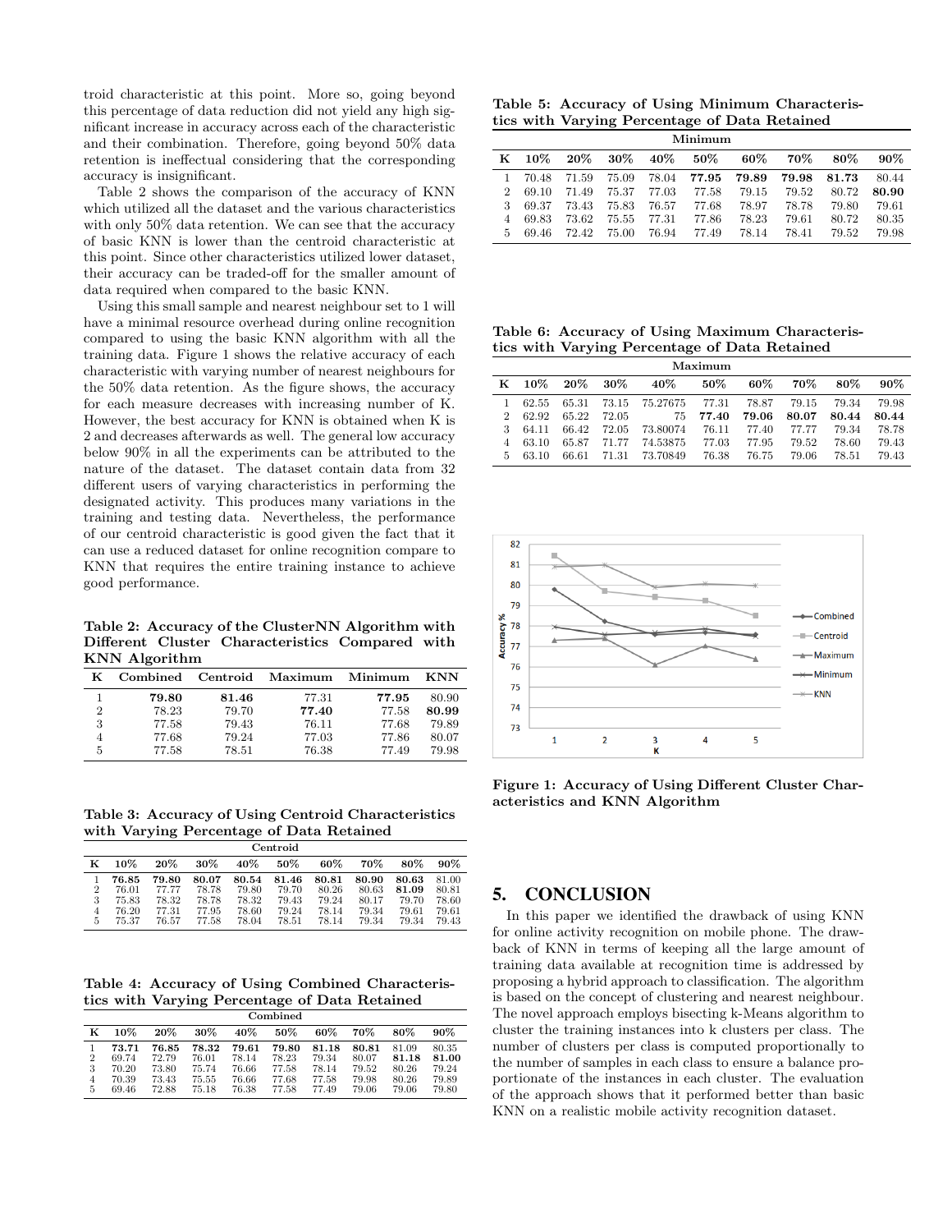troid characteristic at this point. More so, going beyond this percentage of data reduction did not yield any high significant increase in accuracy across each of the characteristic and their combination. Therefore, going beyond 50% data retention is ineffectual considering that the corresponding accuracy is insignificant.

Table 2 shows the comparison of the accuracy of KNN which utilized all the dataset and the various characteristics with only 50% data retention. We can see that the accuracy of basic KNN is lower than the centroid characteristic at this point. Since other characteristics utilized lower dataset, their accuracy can be traded-off for the smaller amount of data required when compared to the basic KNN.

Using this small sample and nearest neighbour set to 1 will have a minimal resource overhead during online recognition compared to using the basic KNN algorithm with all the training data. Figure 1 shows the relative accuracy of each characteristic with varying number of nearest neighbours for the 50% data retention. As the figure shows, the accuracy for each measure decreases with increasing number of K. However, the best accuracy for KNN is obtained when K is 2 and decreases afterwards as well. The general low accuracy below 90% in all the experiments can be attributed to the nature of the dataset. The dataset contain data from 32 different users of varying characteristics in performing the designated activity. This produces many variations in the training and testing data. Nevertheless, the performance of our centroid characteristic is good given the fact that it can use a reduced dataset for online recognition compare to KNN that requires the entire training instance to achieve good performance.

**Table 2: Accuracy of the ClusterNN Algorithm with Different Cluster Characteristics Compared with KNN Algorithm**

| K | Combined | Centroid | Maximum | Minimum | KNN |
|---|---|---|---|---|---|
| 1 | **79.80** | **81.46** | 77.31 | **77.95** | 80.90 |
| 2 | 78.23 | 79.70 | **77.40** | 77.58 | **80.99** |
| 3 | 77.58 | 79.43 | 76.11 | 77.68 | 79.89 |
| 4 | 77.68 | 79.24 | 77.03 | 77.86 | 80.07 |
| 5 | 77.58 | 78.51 | 76.38 | 77.49 | 79.98 |

**Table 3: Accuracy of Using Centroid Characteristics with Varying Percentage of Data Retained**

| | Centroid | | | | | | | | |
|---|---|---|---|---|---|---|---|---|---|
| K | 10% | 20% | 30% | 40% | 50% | 60% | 70% | 80% | 90% |
| 1 | **76.85** | **79.80** | **80.07** | **80.54** | **81.46** | **80.81** | **80.90** | **80.63** | 81.00 |
| 2 | 76.01 | 77.77 | 78.78 | 79.80 | 79.70 | 80.26 | 80.63 | **81.09** | 80.81 |
| 3 | 75.83 | 78.32 | 78.78 | 78.32 | 79.43 | 79.24 | 80.17 | 79.70 | 78.60 |
| 4 | 76.20 | 77.31 | 77.95 | 78.60 | 79.24 | 78.14 | 79.34 | 79.61 | 79.61 |
| 5 | 75.37 | 76.57 | 77.58 | 78.04 | 78.51 | 78.14 | 79.34 | 79.34 | 79.43 |

**Table 4: Accuracy of Using Combined Characteristics with Varying Percentage of Data Retained**

| | Combined | | | | | | | | |
|---|---|---|---|---|---|---|---|---|---|
| K | 10% | 20% | 30% | 40% | 50% | 60% | 70% | 80% | 90% |
| 1 | **73.71** | **76.85** | **78.32** | **79.61** | **79.80** | **81.18** | **80.81** | 81.09 | 80.35 |
| 2 | 69.74 | 72.79 | 76.01 | 78.14 | 78.23 | 79.34 | 80.07 | **81.18** | **81.00** |
| 3 | 70.20 | 73.80 | 75.74 | 76.66 | 77.58 | 78.14 | 79.52 | 80.26 | 79.24 |
| 4 | 70.39 | 73.43 | 75.55 | 76.66 | 77.68 | 77.58 | 79.98 | 80.26 | 79.89 |
| 5 | 69.46 | 72.88 | 75.18 | 76.38 | 77.58 | 77.49 | 79.06 | 79.06 | 79.80 |

**Table 5: Accuracy of Using Minimum Characteristics with Varying Percentage of Data Retained**

| | Minimum | | | | | | | | |
|---|---|---|---|---|---|---|---|---|---|
| K | 10% | 20% | 30% | 40% | 50% | 60% | 70% | 80% | 90% |
| 1 | 70.48 | 71.59 | 75.09 | 78.04 | **77.95** | **79.89** | **79.98** | **81.73** | 80.44 |
| 2 | 69.10 | 71.49 | 75.37 | 77.03 | 77.58 | 79.15 | 79.52 | 80.72 | **80.90** |
| 3 | 69.37 | 73.43 | 75.83 | 76.57 | 77.68 | 78.97 | 78.78 | 79.80 | 79.61 |
| 4 | 69.83 | 73.62 | 75.55 | 77.31 | 77.86 | 78.23 | 79.61 | 80.72 | 80.35 |
| 5 | 69.46 | 72.42 | 75.00 | 76.94 | 77.49 | 78.14 | 78.41 | 79.52 | 79.98 |

**Table 6: Accuracy of Using Maximum Characteristics with Varying Percentage of Data Retained**

| | Maximum | | | | | | | | |
|---|---|---|---|---|---|---|---|---|---|
| K | 10% | 20% | 30% | 40% | 50% | 60% | 70% | 80% | 90% |
| 1 | 62.55 | 65.31 | 73.15 | 75.27675 | 77.31 | 78.87 | 79.15 | 79.34 | 79.98 |
| 2 | 62.92 | 65.22 | 72.05 | 75 | **77.40** | **79.06** | **80.07** | **80.44** | **80.44** |
| 3 | 64.11 | 66.42 | 72.05 | 73.80074 | 76.11 | 77.40 | 77.77 | 79.34 | 78.78 |
| 4 | 63.10 | 65.87 | 71.77 | 74.53875 | 77.03 | 77.95 | 79.52 | 78.60 | 79.43 |
| 5 | 63.10 | 66.61 | 71.31 | 73.70849 | 76.38 | 76.75 | 79.06 | 78.51 | 79.43 |

**Figure 1: Accuracy of Using Different Cluster Characteristics and KNN Algorithm**

## 5. CONCLUSION

In this paper we identified the drawback of using KNN for online activity recognition on mobile phone. The drawback of KNN in terms of keeping all the large amount of training data available at recognition time is addressed by proposing a hybrid approach to classification. The algorithm is based on the concept of clustering and nearest neighbour. The novel approach employs bisecting k-Means algorithm to cluster the training instances into k clusters per class. The number of clusters per class is computed proportionally to the number of samples in each class to ensure a balance proportionate of the instances in each cluster. The evaluation of the approach shows that it performed better than basic KNN on a realistic mobile activity recognition dataset.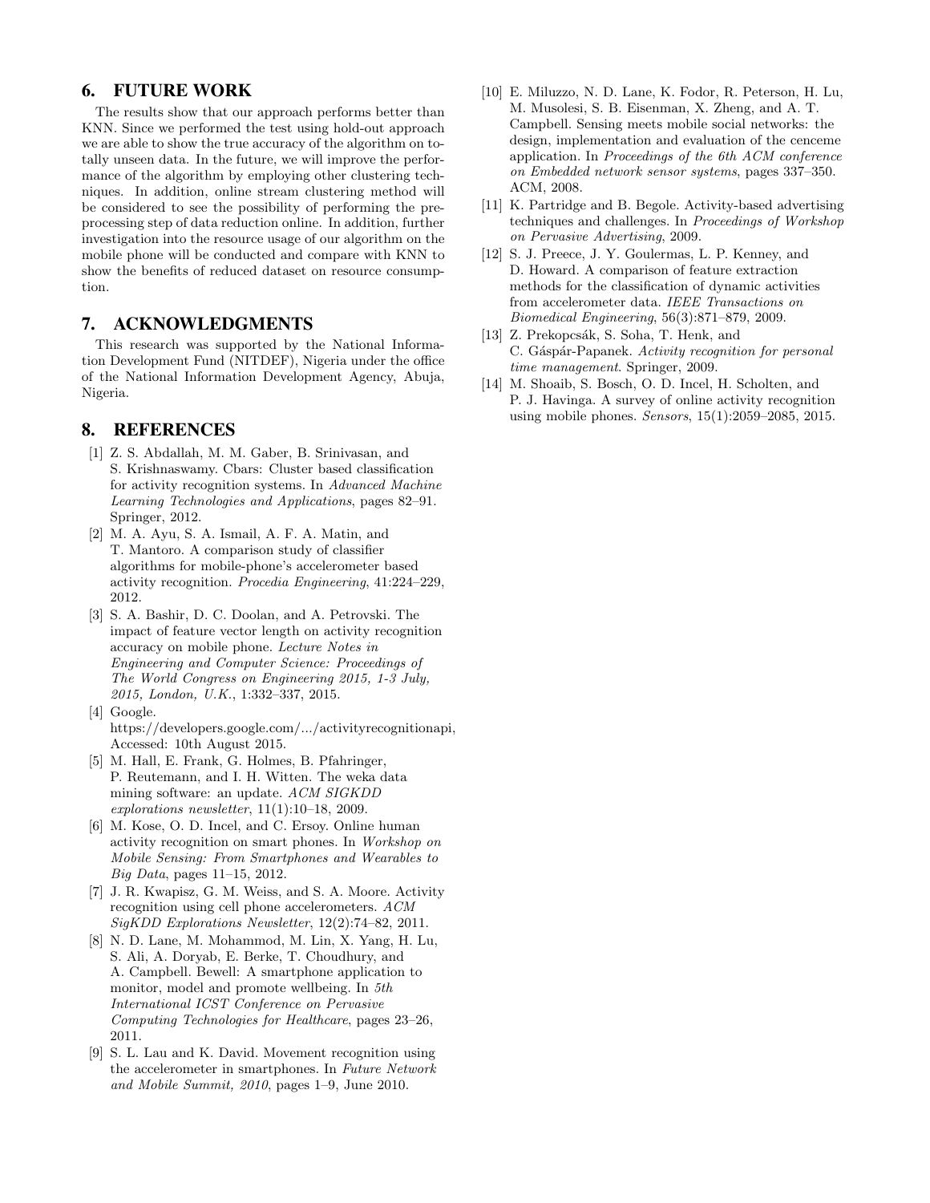## 6. FUTURE WORK

The results show that our approach performs better than KNN. Since we performed the test using hold-out approach we are able to show the true accuracy of the algorithm on totally unseen data. In the future, we will improve the performance of the algorithm by employing other clustering techniques. In addition, online stream clustering method will be considered to see the possibility of performing the preprocessing step of data reduction online. In addition, further investigation into the resource usage of our algorithm on the mobile phone will be conducted and compare with KNN to show the benefits of reduced dataset on resource consumption.

## 7. ACKNOWLEDGMENTS

This research was supported by the National Information Development Fund (NITDEF), Nigeria under the office of the National Information Development Agency, Abuja, Nigeria.

## 8. REFERENCES

[1] Z. S. Abdallah, M. M. Gaber, B. Srinivasan, and S. Krishnaswamy. Cbars: Cluster based classification for activity recognition systems. In *Advanced Machine Learning Technologies and Applications*, pages 82–91. Springer, 2012.

[2] M. A. Ayu, S. A. Ismail, A. F. A. Matin, and T. Mantoro. A comparison study of classifier algorithms for mobile-phone's accelerometer based activity recognition. *Procedia Engineering*, 41:224–229, 2012.

[3] S. A. Bashir, D. C. Doolan, and A. Petrovski. The impact of feature vector length on activity recognition accuracy on mobile phone. *Lecture Notes in Engineering and Computer Science: Proceedings of The World Congress on Engineering 2015, 1-3 July, 2015, London, U.K.*, 1:332–337, 2015.

[4] Google. https://developers.google.com/.../activityrecognitionapi, Accessed: 10th August 2015.

[5] M. Hall, E. Frank, G. Holmes, B. Pfahringer, P. Reutemann, and I. H. Witten. The weka data mining software: an update. *ACM SIGKDD explorations newsletter*, 11(1):10–18, 2009.

[6] M. Kose, O. D. Incel, and C. Ersoy. Online human activity recognition on smart phones. In *Workshop on Mobile Sensing: From Smartphones and Wearables to Big Data*, pages 11–15, 2012.

[7] J. R. Kwapisz, G. M. Weiss, and S. A. Moore. Activity recognition using cell phone accelerometers. *ACM SigKDD Explorations Newsletter*, 12(2):74–82, 2011.

[8] N. D. Lane, M. Mohammod, M. Lin, X. Yang, H. Lu, S. Ali, A. Doryab, E. Berke, T. Choudhury, and A. Campbell. Bewell: A smartphone application to monitor, model and promote wellbeing. In *5th International ICST Conference on Pervasive Computing Technologies for Healthcare*, pages 23–26, 2011.

[9] S. L. Lau and K. David. Movement recognition using the accelerometer in smartphones. In *Future Network and Mobile Summit, 2010*, pages 1–9, June 2010.

[10] E. Miluzzo, N. D. Lane, K. Fodor, R. Peterson, H. Lu, M. Musolesi, S. B. Eisenman, X. Zheng, and A. T. Campbell. Sensing meets mobile social networks: the design, implementation and evaluation of the cenceme application. In *Proceedings of the 6th ACM conference on Embedded network sensor systems*, pages 337–350. ACM, 2008.

[11] K. Partridge and B. Begole. Activity-based advertising techniques and challenges. In *Proceedings of Workshop on Pervasive Advertising*, 2009.

[12] S. J. Preece, J. Y. Goulermas, L. P. Kenney, and D. Howard. A comparison of feature extraction methods for the classification of dynamic activities from accelerometer data. *IEEE Transactions on Biomedical Engineering*, 56(3):871–879, 2009.

[13] Z. Prekopcsák, S. Soha, T. Henk, and C. Gáspár-Papanek. *Activity recognition for personal time management*. Springer, 2009.

[14] M. Shoaib, S. Bosch, O. D. Incel, H. Scholten, and P. J. Havinga. A survey of online activity recognition using mobile phones. *Sensors*, 15(1):2059–2085, 2015.